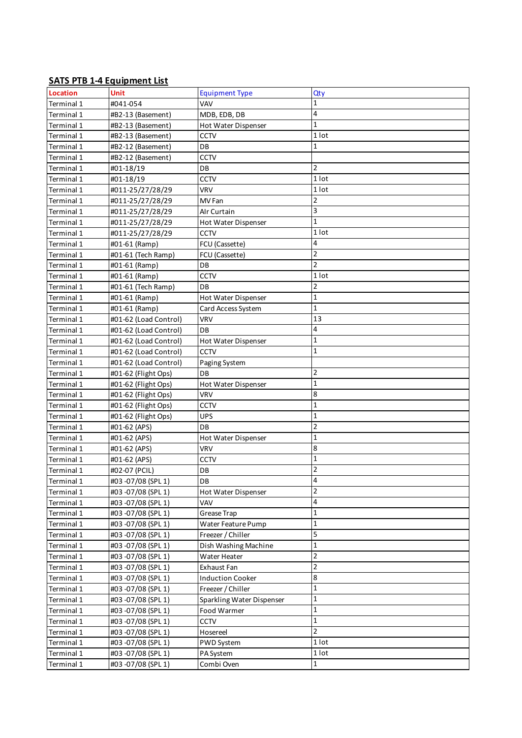**SATS PTB 1-4 Equipment List**

| Location | Unit | Equipment Type | Qty |
|---|---|---|---|
| Terminal 1 | #041-054 | VAV | 1 |
| Terminal 1 | #B2-13 (Basement) | MDB, EDB, DB | 4 |
| Terminal 1 | #B2-13 (Basement) | Hot Water Dispenser | 1 |
| Terminal 1 | #B2-13 (Basement) | CCTV | 1 lot |
| Terminal 1 | #B2-12 (Basement) | DB | 1 |
| Terminal 1 | #B2-12 (Basement) | CCTV | |
| Terminal 1 | #01-18/19 | DB | 2 |
| Terminal 1 | #01-18/19 | CCTV | 1 lot |
| Terminal 1 | #011-25/27/28/29 | VRV | 1 lot |
| Terminal 1 | #011-25/27/28/29 | MV Fan | 2 |
| Terminal 1 | #011-25/27/28/29 | AIr Curtain | 3 |
| Terminal 1 | #011-25/27/28/29 | Hot Water Dispenser | 1 |
| Terminal 1 | #011-25/27/28/29 | CCTV | 1 lot |
| Terminal 1 | #01-61 (Ramp) | FCU (Cassette) | 4 |
| Terminal 1 | #01-61 (Tech Ramp) | FCU (Cassette) | 2 |
| Terminal 1 | #01-61 (Ramp) | DB | 2 |
| Terminal 1 | #01-61 (Ramp) | CCTV | 1 lot |
| Terminal 1 | #01-61 (Tech Ramp) | DB | 2 |
| Terminal 1 | #01-61 (Ramp) | Hot Water Dispenser | 1 |
| Terminal 1 | #01-61 (Ramp) | Card Access System | 1 |
| Terminal 1 | #01-62 (Load Control) | VRV | 13 |
| Terminal 1 | #01-62 (Load Control) | DB | 4 |
| Terminal 1 | #01-62 (Load Control) | Hot Water Dispenser | 1 |
| Terminal 1 | #01-62 (Load Control) | CCTV | 1 |
| Terminal 1 | #01-62 (Load Control) | Paging System | |
| Terminal 1 | #01-62 (Flight Ops) | DB | 2 |
| Terminal 1 | #01-62 (Flight Ops) | Hot Water Dispenser | 1 |
| Terminal 1 | #01-62 (Flight Ops) | VRV | 8 |
| Terminal 1 | #01-62 (Flight Ops) | CCTV | 1 |
| Terminal 1 | #01-62 (Flight Ops) | UPS | 1 |
| Terminal 1 | #01-62 (APS) | DB | 2 |
| Terminal 1 | #01-62 (APS) | Hot Water Dispenser | 1 |
| Terminal 1 | #01-62 (APS) | VRV | 8 |
| Terminal 1 | #01-62 (APS) | CCTV | 1 |
| Terminal 1 | #02-07 (PCIL) | DB | 2 |
| Terminal 1 | #03 -07/08 (SPL 1) | DB | 4 |
| Terminal 1 | #03 -07/08 (SPL 1) | Hot Water Dispenser | 2 |
| Terminal 1 | #03 -07/08 (SPL 1) | VAV | 4 |
| Terminal 1 | #03 -07/08 (SPL 1) | Grease Trap | 1 |
| Terminal 1 | #03 -07/08 (SPL 1) | Water Feature Pump | 1 |
| Terminal 1 | #03 -07/08 (SPL 1) | Freezer / Chiller | 5 |
| Terminal 1 | #03 -07/08 (SPL 1) | Dish Washing Machine | 1 |
| Terminal 1 | #03 -07/08 (SPL 1) | Water Heater | 2 |
| Terminal 1 | #03 -07/08 (SPL 1) | Exhaust Fan | 2 |
| Terminal 1 | #03 -07/08 (SPL 1) | Induction Cooker | 8 |
| Terminal 1 | #03 -07/08 (SPL 1) | Freezer / Chiller | 1 |
| Terminal 1 | #03 -07/08 (SPL 1) | Sparkling Water Dispenser | 1 |
| Terminal 1 | #03 -07/08 (SPL 1) | Food Warmer | 1 |
| Terminal 1 | #03 -07/08 (SPL 1) | CCTV | 1 |
| Terminal 1 | #03 -07/08 (SPL 1) | Hosereel | 2 |
| Terminal 1 | #03 -07/08 (SPL 1) | PWD System | 1 lot |
| Terminal 1 | #03 -07/08 (SPL 1) | PA System | 1 lot |
| Terminal 1 | #03 -07/08 (SPL 1) | Combi Oven | 1 |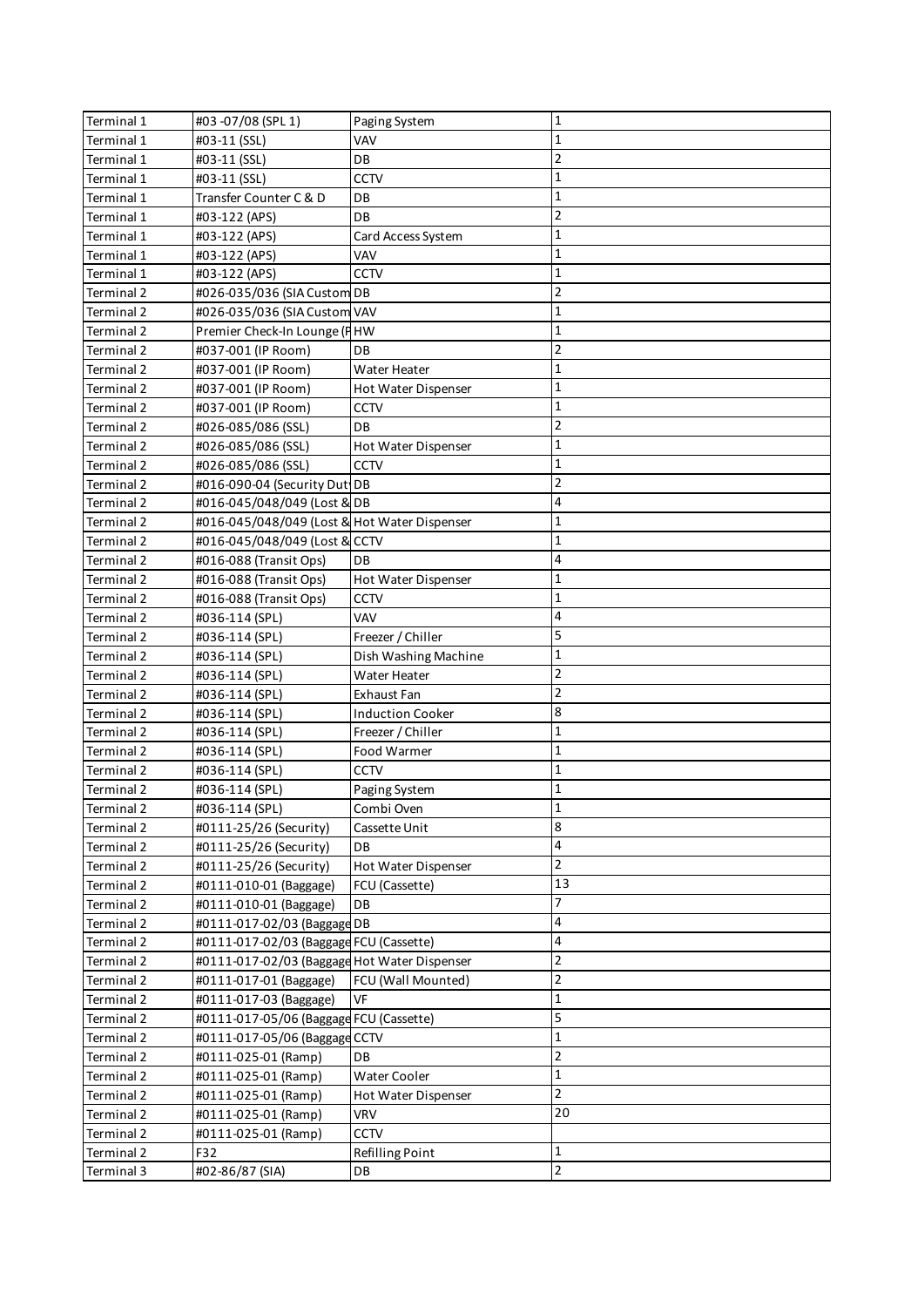| Terminal 1 | #03 -07/08 (SPL 1) | Paging System | 1 |
|---|---|---|---|
| Terminal 1 | #03-11 (SSL) | VAV | 1 |
| Terminal 1 | #03-11 (SSL) | DB | 2 |
| Terminal 1 | #03-11 (SSL) | CCTV | 1 |
| Terminal 1 | Transfer Counter C & D | DB | 1 |
| Terminal 1 | #03-122 (APS) | DB | 2 |
| Terminal 1 | #03-122 (APS) | Card Access System | 1 |
| Terminal 1 | #03-122 (APS) | VAV | 1 |
| Terminal 1 | #03-122 (APS) | CCTV | 1 |
| Terminal 2 | #026-035/036 (SIA Custom | DB | 2 |
| Terminal 2 | #026-035/036 (SIA Custom | VAV | 1 |
| Terminal 2 | Premier Check-In Lounge (P | HW | 1 |
| Terminal 2 | #037-001 (IP Room) | DB | 2 |
| Terminal 2 | #037-001 (IP Room) | Water Heater | 1 |
| Terminal 2 | #037-001 (IP Room) | Hot Water Dispenser | 1 |
| Terminal 2 | #037-001 (IP Room) | CCTV | 1 |
| Terminal 2 | #026-085/086 (SSL) | DB | 2 |
| Terminal 2 | #026-085/086 (SSL) | Hot Water Dispenser | 1 |
| Terminal 2 | #026-085/086 (SSL) | CCTV | 1 |
| Terminal 2 | #016-090-04 (Security Dut | DB | 2 |
| Terminal 2 | #016-045/048/049 (Lost & | DB | 4 |
| Terminal 2 | #016-045/048/049 (Lost & | Hot Water Dispenser | 1 |
| Terminal 2 | #016-045/048/049 (Lost & | CCTV | 1 |
| Terminal 2 | #016-088 (Transit Ops) | DB | 4 |
| Terminal 2 | #016-088 (Transit Ops) | Hot Water Dispenser | 1 |
| Terminal 2 | #016-088 (Transit Ops) | CCTV | 1 |
| Terminal 2 | #036-114 (SPL) | VAV | 4 |
| Terminal 2 | #036-114 (SPL) | Freezer / Chiller | 5 |
| Terminal 2 | #036-114 (SPL) | Dish Washing Machine | 1 |
| Terminal 2 | #036-114 (SPL) | Water Heater | 2 |
| Terminal 2 | #036-114 (SPL) | Exhaust Fan | 2 |
| Terminal 2 | #036-114 (SPL) | Induction Cooker | 8 |
| Terminal 2 | #036-114 (SPL) | Freezer / Chiller | 1 |
| Terminal 2 | #036-114 (SPL) | Food Warmer | 1 |
| Terminal 2 | #036-114 (SPL) | CCTV | 1 |
| Terminal 2 | #036-114 (SPL) | Paging System | 1 |
| Terminal 2 | #036-114 (SPL) | Combi Oven | 1 |
| Terminal 2 | #0111-25/26 (Security) | Cassette Unit | 8 |
| Terminal 2 | #0111-25/26 (Security) | DB | 4 |
| Terminal 2 | #0111-25/26 (Security) | Hot Water Dispenser | 2 |
| Terminal 2 | #0111-010-01 (Baggage) | FCU (Cassette) | 13 |
| Terminal 2 | #0111-010-01 (Baggage) | DB | 7 |
| Terminal 2 | #0111-017-02/03 (Baggage | DB | 4 |
| Terminal 2 | #0111-017-02/03 (Baggage | FCU (Cassette) | 4 |
| Terminal 2 | #0111-017-02/03 (Baggage | Hot Water Dispenser | 2 |
| Terminal 2 | #0111-017-01 (Baggage) | FCU (Wall Mounted) | 2 |
| Terminal 2 | #0111-017-03 (Baggage) | VF | 1 |
| Terminal 2 | #0111-017-05/06 (Baggage | FCU (Cassette) | 5 |
| Terminal 2 | #0111-017-05/06 (Baggage | CCTV | 1 |
| Terminal 2 | #0111-025-01 (Ramp) | DB | 2 |
| Terminal 2 | #0111-025-01 (Ramp) | Water Cooler | 1 |
| Terminal 2 | #0111-025-01 (Ramp) | Hot Water Dispenser | 2 |
| Terminal 2 | #0111-025-01 (Ramp) | VRV | 20 |
| Terminal 2 | #0111-025-01 (Ramp) | CCTV | |
| Terminal 2 | F32 | Refilling Point | 1 |
| Terminal 3 | #02-86/87 (SIA) | DB | 2 |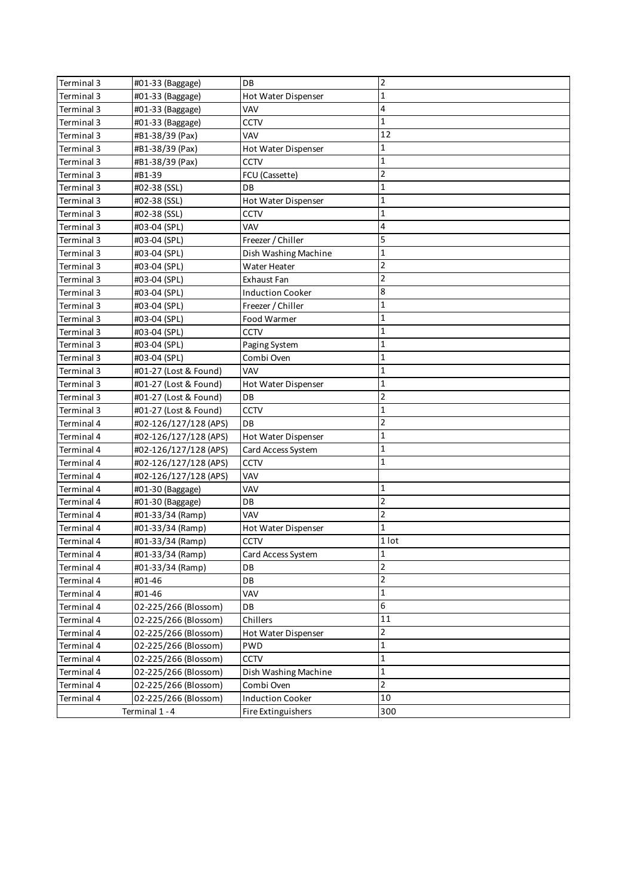| | | | |
|---|---|---|---|
| Terminal 3 | #01-33 (Baggage) | DB | 2 |
| Terminal 3 | #01-33 (Baggage) | Hot Water Dispenser | 1 |
| Terminal 3 | #01-33 (Baggage) | VAV | 4 |
| Terminal 3 | #01-33 (Baggage) | CCTV | 1 |
| Terminal 3 | #B1-38/39 (Pax) | VAV | 12 |
| Terminal 3 | #B1-38/39 (Pax) | Hot Water Dispenser | 1 |
| Terminal 3 | #B1-38/39 (Pax) | CCTV | 1 |
| Terminal 3 | #B1-39 | FCU (Cassette) | 2 |
| Terminal 3 | #02-38 (SSL) | DB | 1 |
| Terminal 3 | #02-38 (SSL) | Hot Water Dispenser | 1 |
| Terminal 3 | #02-38 (SSL) | CCTV | 1 |
| Terminal 3 | #03-04 (SPL) | VAV | 4 |
| Terminal 3 | #03-04 (SPL) | Freezer / Chiller | 5 |
| Terminal 3 | #03-04 (SPL) | Dish Washing Machine | 1 |
| Terminal 3 | #03-04 (SPL) | Water Heater | 2 |
| Terminal 3 | #03-04 (SPL) | Exhaust Fan | 2 |
| Terminal 3 | #03-04 (SPL) | Induction Cooker | 8 |
| Terminal 3 | #03-04 (SPL) | Freezer / Chiller | 1 |
| Terminal 3 | #03-04 (SPL) | Food Warmer | 1 |
| Terminal 3 | #03-04 (SPL) | CCTV | 1 |
| Terminal 3 | #03-04 (SPL) | Paging System | 1 |
| Terminal 3 | #03-04 (SPL) | Combi Oven | 1 |
| Terminal 3 | #01-27 (Lost & Found) | VAV | 1 |
| Terminal 3 | #01-27 (Lost & Found) | Hot Water Dispenser | 1 |
| Terminal 3 | #01-27 (Lost & Found) | DB | 2 |
| Terminal 3 | #01-27 (Lost & Found) | CCTV | 1 |
| Terminal 4 | #02-126/127/128 (APS) | DB | 2 |
| Terminal 4 | #02-126/127/128 (APS) | Hot Water Dispenser | 1 |
| Terminal 4 | #02-126/127/128 (APS) | Card Access System | 1 |
| Terminal 4 | #02-126/127/128 (APS) | CCTV | 1 |
| Terminal 4 | #02-126/127/128 (APS) | VAV | |
| Terminal 4 | #01-30 (Baggage) | VAV | 1 |
| Terminal 4 | #01-30 (Baggage) | DB | 2 |
| Terminal 4 | #01-33/34 (Ramp) | VAV | 2 |
| Terminal 4 | #01-33/34 (Ramp) | Hot Water Dispenser | 1 |
| Terminal 4 | #01-33/34 (Ramp) | CCTV | 1 lot |
| Terminal 4 | #01-33/34 (Ramp) | Card Access System | 1 |
| Terminal 4 | #01-33/34 (Ramp) | DB | 2 |
| Terminal 4 | #01-46 | DB | 2 |
| Terminal 4 | #01-46 | VAV | 1 |
| Terminal 4 | 02-225/266 (Blossom) | DB | 6 |
| Terminal 4 | 02-225/266 (Blossom) | Chillers | 11 |
| Terminal 4 | 02-225/266 (Blossom) | Hot Water Dispenser | 2 |
| Terminal 4 | 02-225/266 (Blossom) | PWD | 1 |
| Terminal 4 | 02-225/266 (Blossom) | CCTV | 1 |
| Terminal 4 | 02-225/266 (Blossom) | Dish Washing Machine | 1 |
| Terminal 4 | 02-225/266 (Blossom) | Combi Oven | 2 |
| Terminal 4 | 02-225/266 (Blossom) | Induction Cooker | 10 |
| Terminal 1 - 4 | | Fire Extinguishers | 300 |